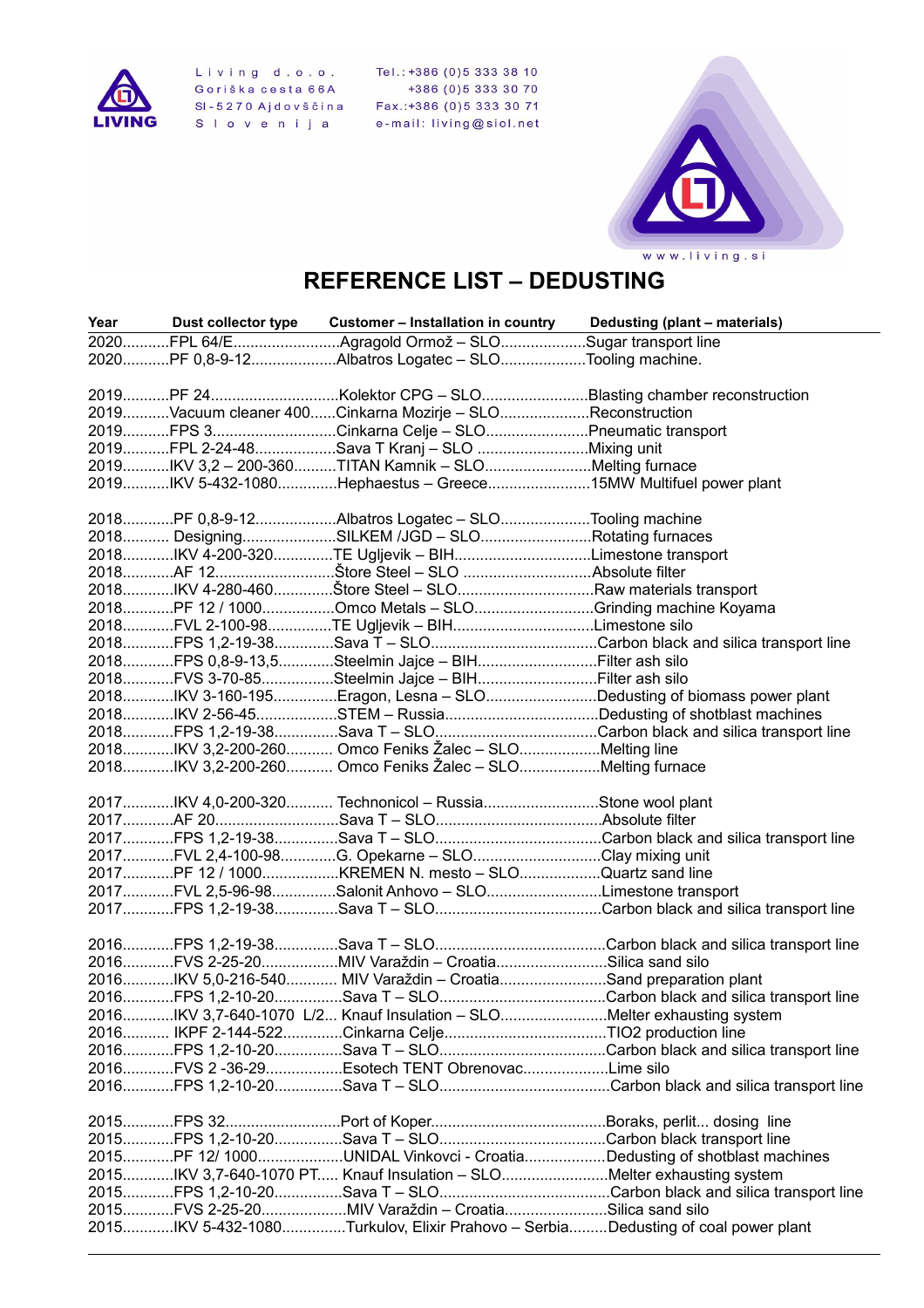Living d.o.o.
Goriška cesta 66A
SI-5270 Ajdovščina
Slovenija

Tel.:+386 (0)5 333 38 10
+386 (0)5 333 30 70
Fax.:+386 (0)5 333 30 71
e-mail: living@siol.net

www.living.si

# REFERENCE LIST – DEDUSTING

| Year | Dust collector type | Customer – Installation in country | Dedusting (plant – materials) |
|---|---|---|---|
| 2020 | FPL 64/E | Agragold Ormož – SLO | Sugar transport line |
| 2020 | PF 0,8-9-12 | Albatros Logatec – SLO | Tooling machine. |
| 2019 | PF 24 | Kolektor CPG – SLO | Blasting chamber reconstruction |
| 2019 | Vacuum cleaner 400 | Cinkarna Mozirje – SLO | Reconstruction |
| 2019 | FPS 3 | Cinkarna Celje – SLO | Pneumatic transport |
| 2019 | FPL 2-24-48 | Sava T Kranj – SLO | Mixing unit |
| 2019 | IKV 3,2 – 200-360 | TITAN Kamnik – SLO | Melting furnace |
| 2019 | IKV 5-432-1080 | Hephaestus – Greece | 15MW Multifuel power plant |
| 2018 | PF 0,8-9-12 | Albatros Logatec – SLO | Tooling machine |
| 2018 | Designing | SILKEM /JGD – SLO | Rotating furnaces |
| 2018 | IKV 4-200-320 | TE Ugljevik – BIH | Limestone transport |
| 2018 | AF 12 | Štore Steel – SLO | Absolute filter |
| 2018 | IKV 4-280-460 | Štore Steel – SLO | Raw materials transport |
| 2018 | PF 12 / 1000 | Omco Metals – SLO | Grinding machine Koyama |
| 2018 | FVL 2-100-98 | TE Ugljevik – BIH | Limestone silo |
| 2018 | FPS 1,2-19-38 | Sava T – SLO | Carbon black and silica transport line |
| 2018 | FPS 0,8-9-13,5 | Steelmin Jajce – BIH | Filter ash silo |
| 2018 | FVS 3-70-85 | Steelmin Jajce – BIH | Filter ash silo |
| 2018 | IKV 3-160-195 | Eragon, Lesna – SLO | Dedusting of biomass power plant |
| 2018 | IKV 2-56-45 | STEM – Russia | Dedusting of shotblast machines |
| 2018 | FPS 1,2-19-38 | Sava T – SLO | Carbon black and silica transport line |
| 2018 | IKV 3,2-200-260 | Omco Feniks Žalec – SLO | Melting line |
| 2018 | IKV 3,2-200-260 | Omco Feniks Žalec – SLO | Melting furnace |
| 2017 | IKV 4,0-200-320 | Technonicol – Russia | Stone wool plant |
| 2017 | AF 20 | Sava T – SLO | Absolute filter |
| 2017 | FPS 1,2-19-38 | Sava T – SLO | Carbon black and silica transport line |
| 2017 | FVL 2,4-100-98 | G. Opekarne – SLO | Clay mixing unit |
| 2017 | PF 12 / 1000 | KREMEN N. mesto – SLO | Quartz sand line |
| 2017 | FVL 2,5-96-98 | Salonit Anhovo – SLO | Limestone transport |
| 2017 | FPS 1,2-19-38 | Sava T – SLO | Carbon black and silica transport line |
| 2016 | FPS 1,2-19-38 | Sava T – SLO | Carbon black and silica transport line |
| 2016 | FVS 2-25-20 | MIV Varaždin – Croatia | Silica sand silo |
| 2016 | IKV 5,0-216-540 | MIV Varaždin – Croatia | Sand preparation plant |
| 2016 | FPS 1,2-10-20 | Sava T – SLO | Carbon black and silica transport line |
| 2016 | IKV 3,7-640-1070 L/2 | Knauf Insulation – SLO | Melter exhausting system |
| 2016 | IKPF 2-144-522 | Cinkarna Celje | TIO2 production line |
| 2016 | FPS 1,2-10-20 | Sava T – SLO | Carbon black and silica transport line |
| 2016 | FVS 2 -36-29 | Esotech TENT Obrenovac | Lime silo |
| 2016 | FPS 1,2-10-20 | Sava T – SLO | Carbon black and silica transport line |
| 2015 | FPS 32 | Port of Koper | Boraks, perlit... dosing line |
| 2015 | FPS 1,2-10-20 | Sava T – SLO | Carbon black transport line |
| 2015 | PF 12/ 1000 | UNIDAL Vinkovci - Croatia | Dedusting of shotblast machines |
| 2015 | IKV 3,7-640-1070 PT | Knauf Insulation – SLO | Melter exhausting system |
| 2015 | FPS 1,2-10-20 | Sava T – SLO | Carbon black and silica transport line |
| 2015 | FVS 2-25-20 | MIV Varaždin – Croatia | Silica sand silo |
| 2015 | IKV 5-432-1080 | Turkulov, Elixir Prahovo – Serbia | Dedusting of coal power plant |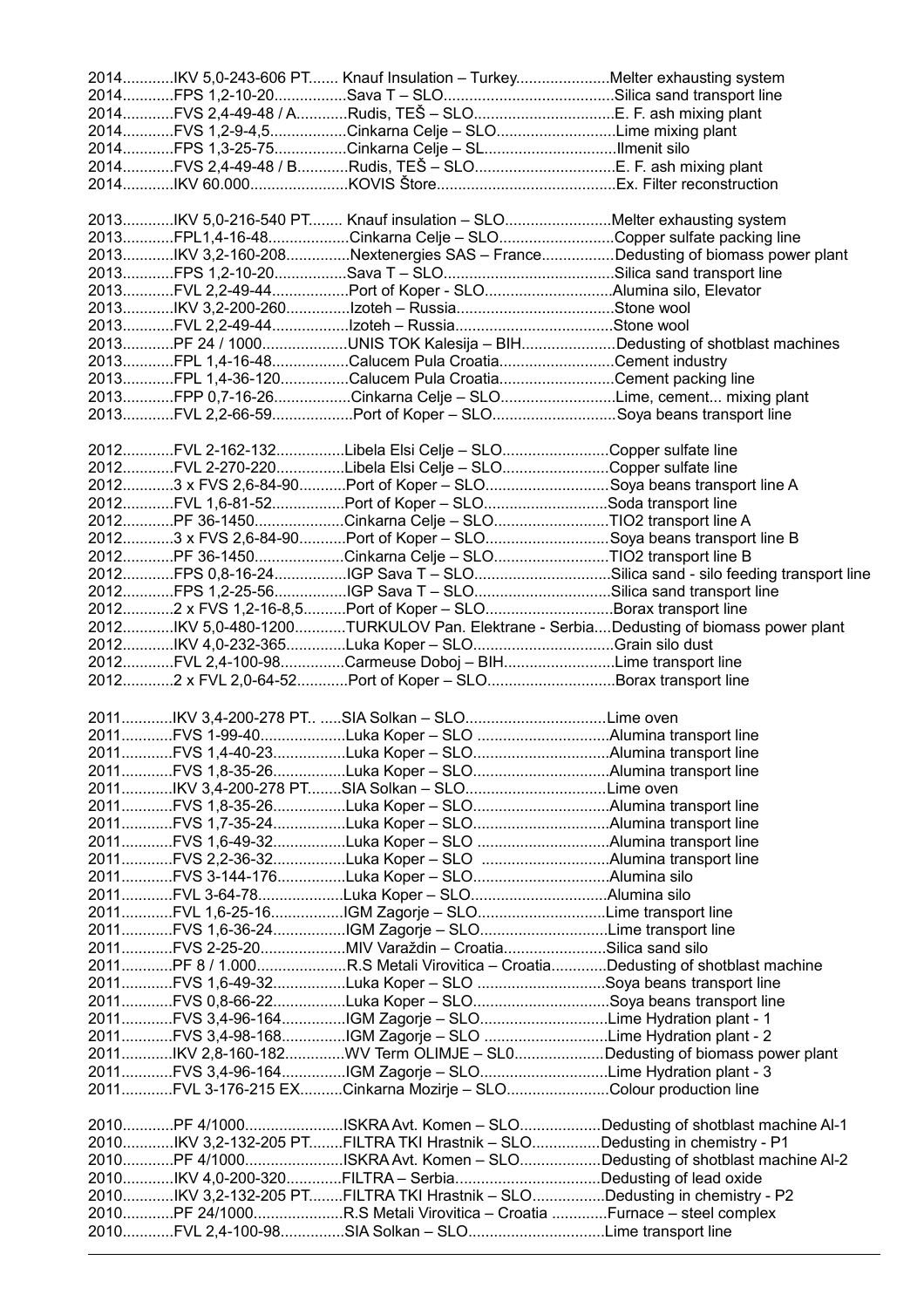| Year | Type | Customer | Application |
|---|---|---|---|
| 2014 | IKV 5,0-243-606 PT | Knauf Insulation – Turkey | Melter exhausting system |
| 2014 | FPS 1,2-10-20 | Sava T – SLO | Silica sand transport line |
| 2014 | FVS 2,4-49-48 / A | Rudis, TEŠ – SLO | E. F. ash mixing plant |
| 2014 | FVS 1,2-9-4,5 | Cinkarna Celje – SLO | Lime mixing plant |
| 2014 | FPS 1,3-25-75 | Cinkarna Celje – SL | Ilmenit silo |
| 2014 | FVS 2,4-49-48 / B | Rudis, TEŠ – SLO | E. F. ash mixing plant |
| 2014 | IKV 60.000 | KOVIS Štore | Ex. Filter reconstruction |
| | | | |
| 2013 | IKV 5,0-216-540 PT | Knauf insulation – SLO | Melter exhausting system |
| 2013 | FPL1,4-16-48 | Cinkarna Celje – SLO | Copper sulfate packing line |
| 2013 | IKV 3,2-160-208 | Nextenergies SAS – France | Dedusting of biomass power plant |
| 2013 | FPS 1,2-10-20 | Sava T – SLO | Silica sand transport line |
| 2013 | FVL 2,2-49-44 | Port of Koper - SLO | Alumina silo, Elevator |
| 2013 | IKV 3,2-200-260 | Izoteh – Russia | Stone wool |
| 2013 | FVL 2,2-49-44 | Izoteh – Russia | Stone wool |
| 2013 | PF 24 / 1000 | UNIS TOK Kalesija – BIH | Dedusting of shotblast machines |
| 2013 | FPL 1,4-16-48 | Calucem Pula Croatia | Cement industry |
| 2013 | FPL 1,4-36-120 | Calucem Pula Croatia | Cement packing line |
| 2013 | FPP 0,7-16-26 | Cinkarna Celje – SLO | Lime, cement... mixing plant |
| 2013 | FVL 2,2-66-59 | Port of Koper – SLO | Soya beans transport line |
| | | | |
| 2012 | FVL 2-162-132 | Libela Elsi Celje – SLO | Copper sulfate line |
| 2012 | FVL 2-270-220 | Libela Elsi Celje – SLO | Copper sulfate line |
| 2012 | 3 x FVS 2,6-84-90 | Port of Koper – SLO | Soya beans transport line A |
| 2012 | FVL 1,6-81-52 | Port of Koper – SLO | Soda transport line |
| 2012 | PF 36-1450 | Cinkarna Celje – SLO | TIO2 transport line A |
| 2012 | 3 x FVS 2,6-84-90 | Port of Koper – SLO | Soya beans transport line B |
| 2012 | PF 36-1450 | Cinkarna Celje – SLO | TIO2 transport line B |
| 2012 | FPS 0,8-16-24 | IGP Sava T – SLO | Silica sand - silo feeding transport line |
| 2012 | FPS 1,2-25-56 | IGP Sava T – SLO | Silica sand transport line |
| 2012 | 2 x FVS 1,2-16-8,5 | Port of Koper – SLO | Borax transport line |
| 2012 | IKV 5,0-480-1200 | TURKULOV Pan. Elektrane - Serbia | Dedusting of biomass power plant |
| 2012 | IKV 4,0-232-365 | Luka Koper – SLO | Grain silo dust |
| 2012 | FVL 2,4-100-98 | Carmeuse Doboj – BIH | Lime transport line |
| 2012 | 2 x FVL 2,0-64-52 | Port of Koper – SLO | Borax transport line |
| | | | |
| 2011 | IKV 3,4-200-278 PT.. | SIA Solkan – SLO | Lime oven |
| 2011 | FVS 1-99-40 | Luka Koper – SLO | Alumina transport line |
| 2011 | FVS 1,4-40-23 | Luka Koper – SLO | Alumina transport line |
| 2011 | FVS 1,8-35-26 | Luka Koper – SLO | Alumina transport line |
| 2011 | IKV 3,4-200-278 PT | SIA Solkan – SLO | Lime oven |
| 2011 | FVS 1,8-35-26 | Luka Koper – SLO | Alumina transport line |
| 2011 | FVS 1,7-35-24 | Luka Koper – SLO | Alumina transport line |
| 2011 | FVS 1,6-49-32 | Luka Koper – SLO | Alumina transport line |
| 2011 | FVS 2,2-36-32 | Luka Koper – SLO | Alumina transport line |
| 2011 | FVS 3-144-176 | Luka Koper – SLO | Alumina silo |
| 2011 | FVL 3-64-78 | Luka Koper – SLO | Alumina silo |
| 2011 | FVL 1,6-25-16 | IGM Zagorje – SLO | Lime transport line |
| 2011 | FVS 1,6-36-24 | IGM Zagorje – SLO | Lime transport line |
| 2011 | FVS 2-25-20 | MIV Varaždin – Croatia | Silica sand silo |
| 2011 | PF 8 / 1.000 | R.S Metali Virovitica – Croatia | Dedusting of shotblast machine |
| 2011 | FVS 1,6-49-32 | Luka Koper – SLO | Soya beans transport line |
| 2011 | FVS 0,8-66-22 | Luka Koper – SLO | Soya beans transport line |
| 2011 | FVS 3,4-96-164 | IGM Zagorje – SLO | Lime Hydration plant - 1 |
| 2011 | FVS 3,4-98-168 | IGM Zagorje – SLO | Lime Hydration plant - 2 |
| 2011 | IKV 2,8-160-182 | WV Term OLIMJE – SL0 | Dedusting of biomass power plant |
| 2011 | FVS 3,4-96-164 | IGM Zagorje – SLO | Lime Hydration plant - 3 |
| 2011 | FVL 3-176-215 EX | Cinkarna Mozirje – SLO | Colour production line |
| | | | |
| 2010 | PF 4/1000 | ISKRA Avt. Komen – SLO | Dedusting of shotblast machine Al-1 |
| 2010 | IKV 3,2-132-205 PT | FILTRA TKI Hrastnik – SLO | Dedusting in chemistry - P1 |
| 2010 | PF 4/1000 | ISKRA Avt. Komen – SLO | Dedusting of shotblast machine Al-2 |
| 2010 | IKV 4,0-200-320 | FILTRA – Serbia | Dedusting of lead oxide |
| 2010 | IKV 3,2-132-205 PT | FILTRA TKI Hrastnik – SLO | Dedusting in chemistry - P2 |
| 2010 | PF 24/1000 | R.S Metali Virovitica – Croatia | Furnace – steel complex |
| 2010 | FVL 2,4-100-98 | SIA Solkan – SLO | Lime transport line |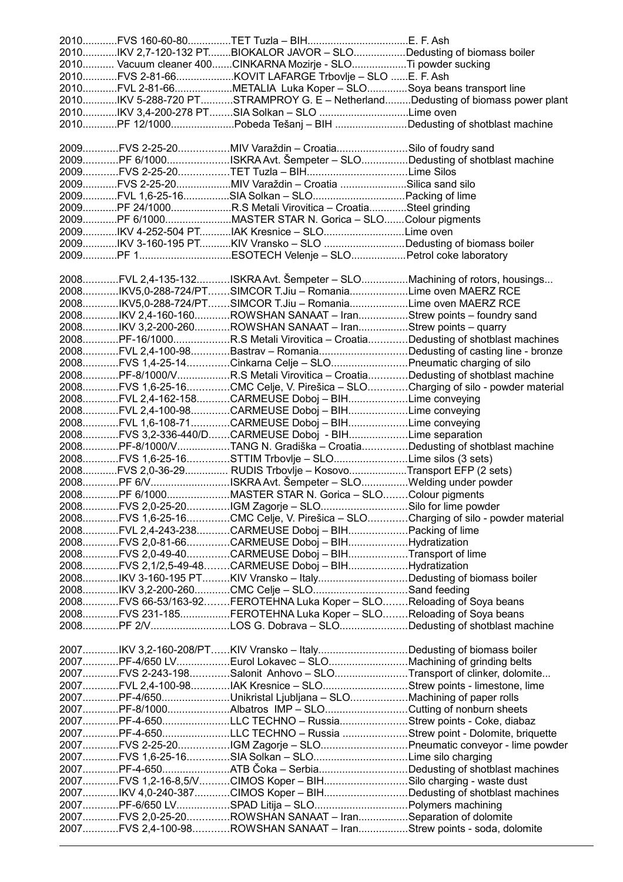2010............FVS 160-60-80...............TET Tuzla – BIH...................................E. F. Ash
2010............IKV 2,7-120-132 PT........BIOKALOR JAVOR – SLO..................Dedusting of biomass boiler
2010........... Vacuum cleaner 400.......CINKARNA Mozirje - SLO...................Ti powder sucking
2010............FVS 2-81-66....................KOVIT LAFARGE Trbovlje – SLO ......E. F. Ash
2010............FVL 2-81-66....................METALIA Luka Koper – SLO.............Soya beans transport line
2010............IKV 5-288-720 PT...........STRAMPROY G. E – Netherland.........Dedusting of biomass power plant
2010............IKV 3,4-200-278 PT........SIA Solkan – SLO ...............................Lime oven
2010............PF 12/1000......................Pobeda Tešanj – BIH .........................Dedusting of shotblast machine

2009............FVS 2-25-20.................MIV Varaždin – Croatia........................Silo of foudry sand
2009............PF 6/1000.....................ISKRA Avt. Šempeter – SLO................Dedusting of shotblast machine
2009............FVS 2-25-20.................TET Tuzla – BIH..................................Lime Silos
2009............FVS 2-25-20.................MIV Varaždin – Croatia .......................Silica sand silo
2009............FVL 1,6-25-16................SIA Solkan – SLO................................Packing of lime
2009............PF 24/1000....................R.S Metali Virovitica – Croatia.............Steel grinding
2009............PF 6/1000......................MASTER STAR N. Gorica – SLO.......Colour pigments
2009............IKV 4-252-504 PT...........IAK Kresnice – SLO............................Lime oven
2009............IKV 3-160-195 PT...........KIV Vransko – SLO ............................Dedusting of biomass boiler
2009............PF 1................................ESOTECH Velenje – SLO...................Petrol coke laboratory

2008............FVL 2,4-135-132...........ISKRA Avt. Šempeter – SLO................Machining of rotors, housings...
2008............IKV5,0-288-724/PT.......SIMCOR T.Jiu – Romania....................Lime oven MAERZ RCE
2008............IKV5,0-288-724/PT.......SIMCOR T.Jiu – Romania....................Lime oven MAERZ RCE
2008............IKV 2,4-160-160............ROWSHAN SANAAT – Iran.................Strew points – foundry sand
2008............IKV 3,2-200-260............ROWSHAN SANAAT – Iran.................Strew points – quarry
2008............PF-16/1000...................R.S Metali Virovitica – Croatia.............Dedusting of shotblast machines
2008............FVL 2,4-100-98.............Bastrav – Romania..............................Dedusting of casting line - bronze
2008............FVS 1,4-25-14..............Cinkarna Celje – SLO..........................Pneumatic charging of silo
2008............PF-8/1000/V..................R.S Metali Virovitica – Croatia.............Dedusting of shotblast machine
2008............FVS 1,6-25-16..............CMC Celje, V. Pirešica – SLO.............Charging of silo - powder material
2008............FVL 2,4-162-158...........CARMEUSE Doboj – BIH....................Lime conveying
2008............FVL 2,4-100-98.............CARMEUSE Doboj – BIH....................Lime conveying
2008............FVL 1,6-108-71.............CARMEUSE Doboj – BIH....................Lime conveying
2008............FVS 3,2-336-440/D.......CARMEUSE Doboj - BIH....................Lime separation
2008............PF-8/1000/V..................TANG N. Gradiška – Croatia...............Dedusting of shotblast machine
2008............FVS 1,6-25-16..............STTIM Trbovlje – SLO.........................Lime silos (3 sets)
2008............FVS 2,0-36-29............... RUDIS Trbovlje – Kosovo....................Transport EFP (2 sets)
2008............PF 6/V...........................ISKRA Avt. Šempeter – SLO................Welding under powder
2008............PF 6/1000.....................MASTER STAR N. Gorica – SLO........Colour pigments
2008............FVS 2,0-25-20..............IGM Zagorje – SLO.............................Silo for lime powder
2008............FVS 1,6-25-16..............CMC Celje, V. Pirešica – SLO.............Charging of silo - powder material
2008............FVL 2,4-243-238...........CARMEUSE Doboj – BIH....................Packing of lime
2008............FVS 2,0-81-66..............CARMEUSE Doboj – BIH....................Hydratization
2008............FVS 2,0-49-40..............CARMEUSE Doboj – BIH....................Transport of lime
2008............FVS 2,1/2,5-49-48........CARMEUSE Doboj – BIH....................Hydratization
2008............IKV 3-160-195 PT.........KIV Vransko – Italy..............................Dedusting of biomass boiler
2008............IKV 3,2-200-260............CMC Celje – SLO................................Sand feeding
2008............FVS 66-53/163-92........FEROTEHNA Luka Koper – SLO........Reloading of Soya beans
2008............FVS 231-185.................FEROTEHNA Luka Koper – SLO........Reloading of Soya beans
2008............PF 2/V...........................LOS G. Dobrava – SLO.......................Dedusting of shotblast machine

2007............IKV 3,2-160-208/PT......KIV Vransko – Italy..............................Dedusting of biomass boiler
2007............PF-4/650 LV..................Eurol Lokavec – SLO...........................Machining of grinding belts
2007............FVS 2-243-198.............Salonit Anhovo – SLO.........................Transport of clinker, dolomite...
2007............FVL 2,4-100-98.............IAK Kresnice – SLO.............................Strew points - limestone, lime
2007............PF-4/650.......................Unikristal Ljubljana – SLO...................Machining of paper rolls
2007............PF-8/1000.....................Albatros IMP – SLO............................Cutting of nonburn sheets
2007............PF-4-650.......................LLC TECHNO – Russia.......................Strew points - Coke, diabaz
2007............PF-4-650.......................LLC TECHNO – Russia .......................Strew point - Dolomite, briquette
2007............FVS 2-25-20.................IGM Zagorje – SLO.............................Pneumatic conveyor - lime powder
2007............FVS 1,6-25-16..............SIA Solkan – SLO................................Lime silo charging
2007............PF-4-650.......................ATB Čoka – Serbia..............................Dedusting of shotblast machines
2007............FVS 1,2-16-8,5/V..........CIMOS Koper – BIH............................Silo charging - waste dust
2007............IKV 4,0-240-387............CIMOS Koper – BIH............................Dedusting of shotblast machines
2007............PF-6/650 LV..................SPAD Litija – SLO................................Polymers machining
2007............FVS 2,0-25-20..............ROWSHAN SANAAT – Iran.................Separation of dolomite
2007............FVS 2,4-100-98............ROWSHAN SANAAT – Iran.................Strew points - soda, dolomite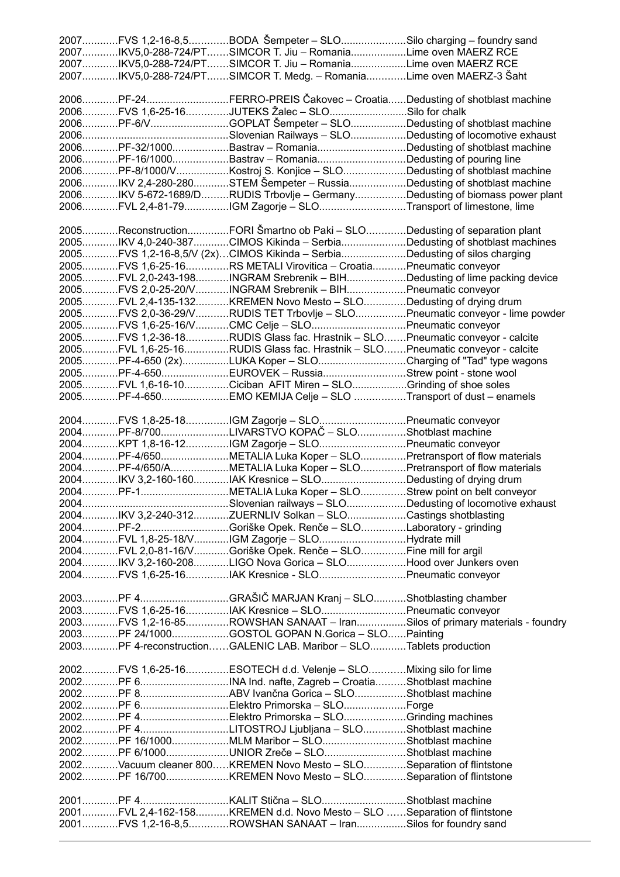2007............FVS 1,2-16-8,5.............BODA Šempeter – SLO......................Silo charging – foundry sand
2007............IKV5,0-288-724/PT.......SIMCOR T. Jiu – Romania...................Lime oven MAERZ RCE
2007............IKV5,0-288-724/PT.......SIMCOR T. Jiu – Romania...................Lime oven MAERZ RCE
2007............IKV5,0-288-724/PT.......SIMCOR T. Medg. – Romania.............Lime oven MAERZ-3 Šaht

2006............PF-24............................FERRO-PREIS Čakovec – Croatia......Dedusting of shotblast machine
2006............FVS 1,6-25-16..............JUTEKS Žalec – SLO...........................Silo for chalk
2006............PF-6/V...........................GOPLAT Šempeter – SLO...................Dedusting of shotblast machine
2006..................................................Slovenian Railways – SLO...................Dedusting of locomotive exhaust
2006............PF-32/1000...................Bastrav – Romania..............................Dedusting of shotblast machine
2006............PF-16/1000...................Bastrav – Romania..............................Dedusting of pouring line
2006............PF-8/1000/V..................Kostroj S. Konjice – SLO.....................Dedusting of shotblast machine
2006............IKV 2,4-280-280............STEM Šempeter – Russia...................Dedusting of shotblast machine
2006............IKV 5-672-1689/D.........RUDIS Trbovlje – Germany.................Dedusting of biomass power plant
2006............FVL 2,4-81-79...............IGM Zagorje – SLO.............................Transport of limestone, lime

2005............Reconstruction..............FORI Šmartno ob Paki – SLO.............Dedusting of separation plant
2005............IKV 4,0-240-387............CIMOS Kikinda – Serbia......................Dedusting of shotblast machines
2005............FVS 1,2-16-8,5/V (2x)...CIMOS Kikinda – Serbia......................Dedusting of silos charging
2005............FVS 1,6-25-16..............RS METALI Virovitica – Croatia...........Pneumatic conveyor
2005............FVL 2,0-243-198...........INGRAM Srebrenik – BIH....................Dedusting of lime packing device
2005............FVS 2,0-25-20/V...........INGRAM Srebrenik – BIH....................Pneumatic conveyor
2005............FVL 2,4-135-132...........KREMEN Novo Mesto – SLO..............Dedusting of drying drum
2005............FVS 2,0-36-29/V...........RUDIS TET Trbovlje – SLO.................Pneumatic conveyor - lime powder
2005............FVS 1,6-25-16/V...........CMC Celje – SLO................................Pneumatic conveyor
2005............FVS 1,2-36-18..............RUDIS Glass fac. Hrastnik – SLO.......Pneumatic conveyor - calcite
2005............FVL 1,6-25-16...............RUDIS Glass fac. Hrastnik – SLO.......Pneumatic conveyor - calcite
2005............PF-4-650 (2x)................LUKA Koper – SLO..............................Charging of "Tad" type wagons
2005............PF-4-650.......................EUROVEK – Russia............................Strew point - stone wool
2005............FVL 1,6-16-10...............Ciciban AFIT Miren – SLO...................Grinding of shoe soles
2005............PF-4-650.......................EMO KEMIJA Celje – SLO .................Transport of dust – enamels

2004............FVS 1,8-25-18..............IGM Zagorje – SLO.............................Pneumatic conveyor
2004............PF-8/700.......................LIVARSTVO KOPAČ – SLO................Shotblast machine
2004............KPT 1,8-16-12..............IGM Zagorje – SLO.............................Pneumatic conveyor
2004............PF-4/650.......................METALIA Luka Koper – SLO...............Pretransport of flow materials
2004............PF-4/650/A....................METALIA Luka Koper – SLO...............Pretransport of flow materials
2004............IKV 3,2-160-160............IAK Kresnice – SLO.............................Dedusting of drying drum
2004............PF-1.............................METALIA Luka Koper – SLO...............Strew point on belt conveyor
2004..................................................Slovenian railways – SLO....................Dedusting of locomotive exhaust
2004............IKV 3,2-240-312............ZUERNLIV Solkan – SLO....................Castings shotblasting
2004............PF-2.............................Goriške Opek. Renče – SLO...............Laboratory - grinding
2004............FVL 1,8-25-18/V............IGM Zagorje – SLO.............................Hydrate mill
2004............FVL 2,0-81-16/V............Goriške Opek. Renče – SLO...............Fine mill for argil
2004............IKV 3,2-160-208............LIGO Nova Gorica – SLO....................Hood over Junkers oven
2004............FVS 1,6-25-16..............IAK Kresnice - SLO.............................Pneumatic conveyor

2003............PF 4..............................GRAŠIČ MARJAN Kranj – SLO...........Shotblasting chamber
2003............FVS 1,6-25-16..............IAK Kresnice – SLO.............................Pneumatic conveyor
2003............FVS 1,2-16-85..............ROWSHAN SANAAT – Iran.................Silos of primary materials - foundry
2003............PF 24/1000...................GOSTOL GOPAN N.Gorica – SLO......Painting
2003............PF 4-reconstruction......GALENIC LAB. Maribor – SLO............Tablets production

2002............FVS 1,6-25-16..............ESOTECH d.d. Velenje – SLO............Mixing silo for lime
2002............PF 6..............................INA Ind. nafte, Zagreb – Croatia..........Shotblast machine
2002............PF 8..............................ABV Ivančna Gorica – SLO.................Shotblast machine
2002............PF 6..............................Elektro Primorska – SLO.....................Forge
2002............PF 4..............................Elektro Primorska – SLO.....................Grinding machines
2002............PF 4..............................LITOSTROJ Ljubljana – SLO..............Shotblast machine
2002............PF 16/1000...................MLM Maribor – SLO............................Shotblast machine
2002............PF 6/1000.....................UNIOR Zreče – SLO............................Shotblast machine
2002............Vacuum cleaner 800.....KREMEN Novo Mesto – SLO..............Separation of flintstone
2002............PF 16/700.....................KREMEN Novo Mesto – SLO..............Separation of flintstone

2001............PF 4..............................KALIT Stična – SLO............................Shotblast machine
2001............FVL 2,4-162-158...........KREMEN d.d. Novo Mesto – SLO ......Separation of flintstone
2001............FVS 1,2-16-8,5.............ROWSHAN SANAAT – Iran.................Silos for foundry sand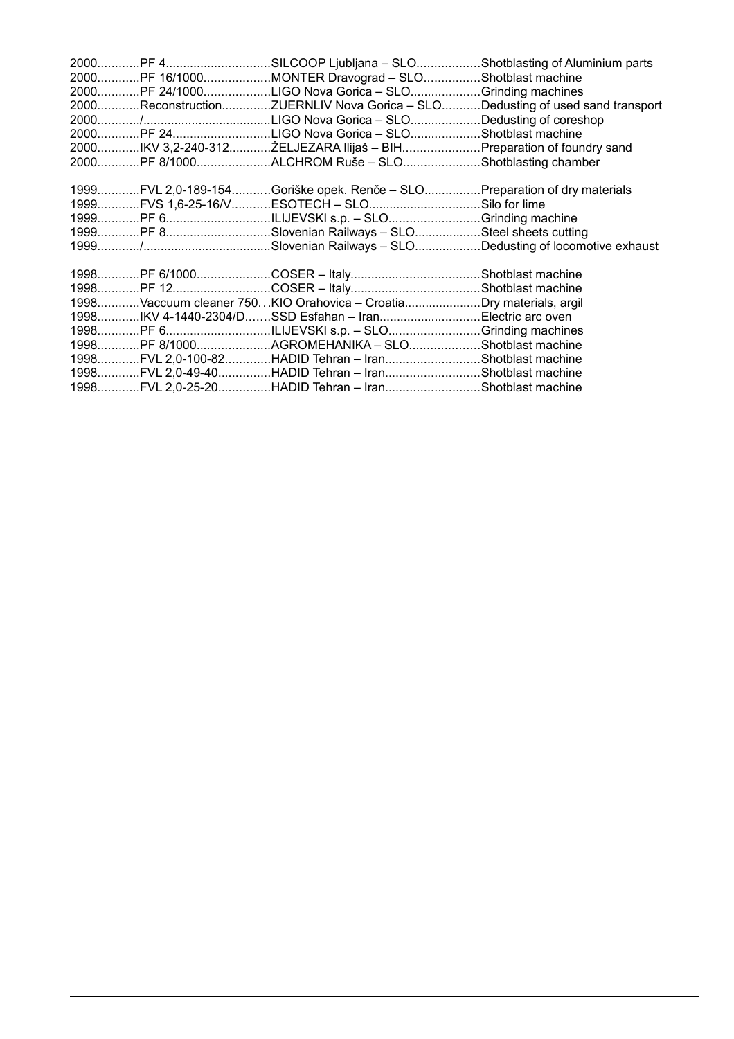| | | | |
|---|---|---|---|
| 2000 | PF 4 | SILCOOP Ljubljana – SLO | Shotblasting of Aluminium parts |
| 2000 | PF 16/1000 | MONTER Dravograd – SLO | Shotblast machine |
| 2000 | PF 24/1000 | LIGO Nova Gorica – SLO | Grinding machines |
| 2000 | Reconstruction | ZUERNLIV Nova Gorica – SLO | Dedusting of used sand transport |
| 2000 | / | LIGO Nova Gorica – SLO | Dedusting of coreshop |
| 2000 | PF 24 | LIGO Nova Gorica – SLO | Shotblast machine |
| 2000 | IKV 3,2-240-312 | ŽELJEZARA Ilijaš – BIH | Preparation of foundry sand |
| 2000 | PF 8/1000 | ALCHROM Ruše – SLO | Shotblasting chamber |
| | | | |
| 1999 | FVL 2,0-189-154 | Goriške opek. Renče – SLO | Preparation of dry materials |
| 1999 | FVS 1,6-25-16/V | ESOTECH – SLO | Silo for lime |
| 1999 | PF 6 | ILIJEVSKI s.p. – SLO | Grinding machine |
| 1999 | PF 8 | Slovenian Railways – SLO | Steel sheets cutting |
| 1999 | / | Slovenian Railways – SLO | Dedusting of locomotive exhaust |
| | | | |
| 1998 | PF 6/1000 | COSER – Italy | Shotblast machine |
| 1998 | PF 12 | COSER – Italy | Shotblast machine |
| 1998 | Vaccuum cleaner 750 | KIO Orahovica – Croatia | Dry materials, argil |
| 1998 | IKV 4-1440-2304/D | SSD Esfahan – Iran | Electric arc oven |
| 1998 | PF 6 | ILIJEVSKI s.p. – SLO | Grinding machines |
| 1998 | PF 8/1000 | AGROMEHANIKA – SLO | Shotblast machine |
| 1998 | FVL 2,0-100-82 | HADID Tehran – Iran | Shotblast machine |
| 1998 | FVL 2,0-49-40 | HADID Tehran – Iran | Shotblast machine |
| 1998 | FVL 2,0-25-20 | HADID Tehran – Iran | Shotblast machine |